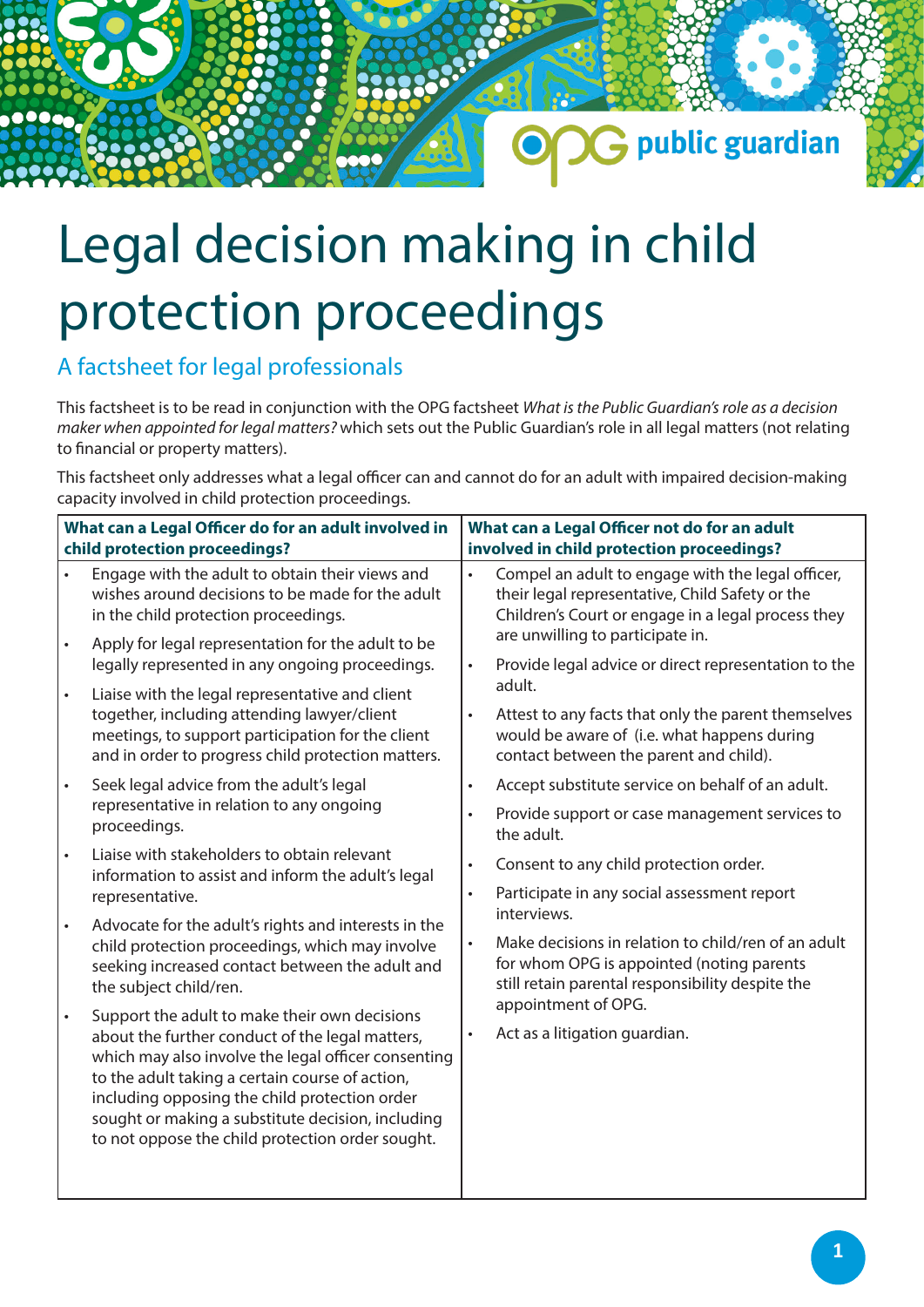# Legal decision making in child protection proceedings

## A factsheet for legal professionals

This factsheet is to be read in conjunction with the OPG factsheet *What is the Public Guardian's role as a decision maker when appointed for legal matters?* which sets out the Public Guardian's role in all legal matters (not relating to financial or property matters).

This factsheet only addresses what a legal officer can and cannot do for an adult with impaired decision-making capacity involved in child protection proceedings.

| What can a Legal Officer do for an adult involved in child protection proceedings? | What can a Legal Officer not do for an adult involved in child protection proceedings? |
| --- | --- |
| • Engage with the adult to obtain their views and wishes around decisions to be made for the adult in the child protection proceedings.<br>• Apply for legal representation for the adult to be legally represented in any ongoing proceedings.<br>• Liaise with the legal representative and client together, including attending lawyer/client meetings, to support participation for the client and in order to progress child protection matters.<br>• Seek legal advice from the adult's legal representative in relation to any ongoing proceedings.<br>• Liaise with stakeholders to obtain relevant information to assist and inform the adult's legal representative.<br>• Advocate for the adult's rights and interests in the child protection proceedings, which may involve seeking increased contact between the adult and the subject child/ren.<br>• Support the adult to make their own decisions about the further conduct of the legal matters, which may also involve the legal officer consenting to the adult taking a certain course of action, including opposing the child protection order sought or making a substitute decision, including to not oppose the child protection order sought. | • Compel an adult to engage with the legal officer, their legal representative, Child Safety or the Children's Court or engage in a legal process they are unwilling to participate in.<br>• Provide legal advice or direct representation to the adult.<br>• Attest to any facts that only the parent themselves would be aware of (i.e. what happens during contact between the parent and child).<br>• Accept substitute service on behalf of an adult.<br>• Provide support or case management services to the adult.<br>• Consent to any child protection order.<br>• Participate in any social assessment report interviews.<br>• Make decisions in relation to child/ren of an adult for whom OPG is appointed (noting parents still retain parental responsibility despite the appointment of OPG.<br>• Act as a litigation guardian. |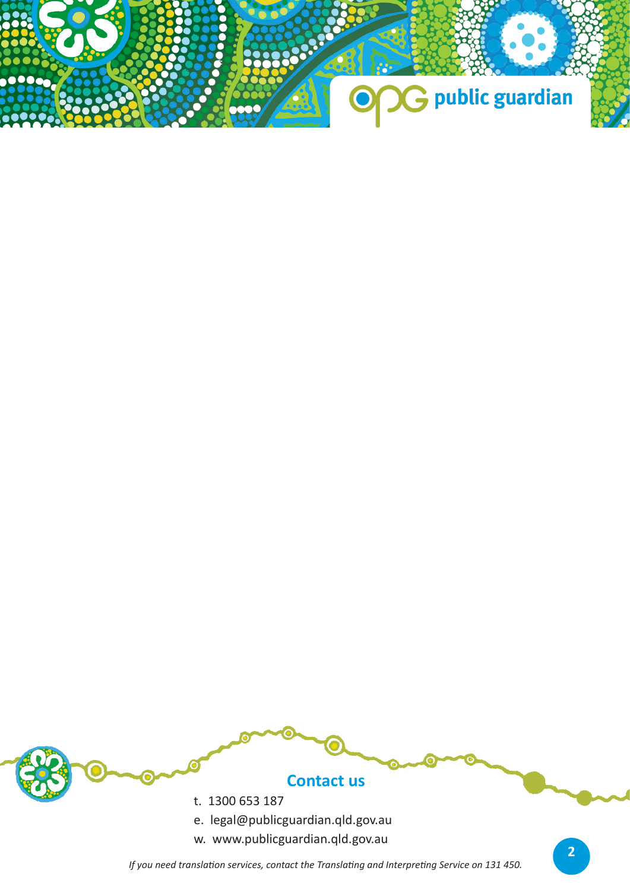## Contact us

t. 1300 653 187

e. legal@publicguardian.qld.gov.au

w. www.publicguardian.qld.gov.au

*If you need translation services, contact the Translating and Interpreting Service on 131 450.*